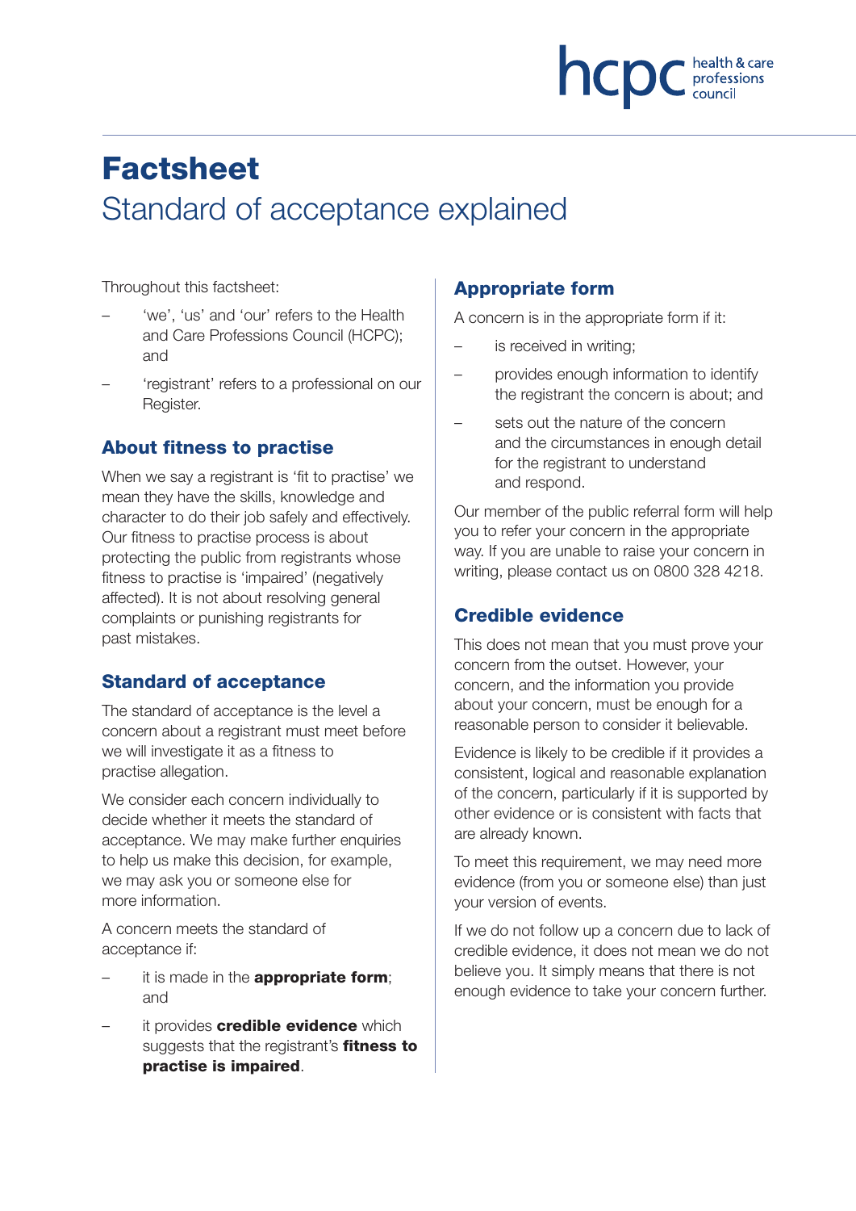# Factsheet

## Standard of acceptance explained

Throughout this factsheet:

- 'we', 'us' and 'our' refers to the Health and Care Professions Council (HCPC); and
- 'registrant' refers to a professional on our Register.

### About fitness to practise

When we say a registrant is 'fit to practise' we mean they have the skills, knowledge and character to do their job safely and effectively. Our fitness to practise process is about protecting the public from registrants whose fitness to practise is 'impaired' (negatively affected). It is not about resolving general complaints or punishing registrants for past mistakes.

### Standard of acceptance

The standard of acceptance is the level a concern about a registrant must meet before we will investigate it as a fitness to practise allegation.

We consider each concern individually to decide whether it meets the standard of acceptance. We may make further enquiries to help us make this decision, for example, we may ask you or someone else for more information.

A concern meets the standard of acceptance if:

- it is made in the **appropriate form**; and
- it provides **credible evidence** which suggests that the registrant's **fitness to practise is impaired**.

### Appropriate form

A concern is in the appropriate form if it:

- is received in writing;
- provides enough information to identify the registrant the concern is about; and
- sets out the nature of the concern and the circumstances in enough detail for the registrant to understand and respond.

Our member of the public referral form will help you to refer your concern in the appropriate way. If you are unable to raise your concern in writing, please contact us on 0800 328 4218.

### Credible evidence

This does not mean that you must prove your concern from the outset. However, your concern, and the information you provide about your concern, must be enough for a reasonable person to consider it believable.

Evidence is likely to be credible if it provides a consistent, logical and reasonable explanation of the concern, particularly if it is supported by other evidence or is consistent with facts that are already known.

To meet this requirement, we may need more evidence (from you or someone else) than just your version of events.

If we do not follow up a concern due to lack of credible evidence, it does not mean we do not believe you. It simply means that there is not enough evidence to take your concern further.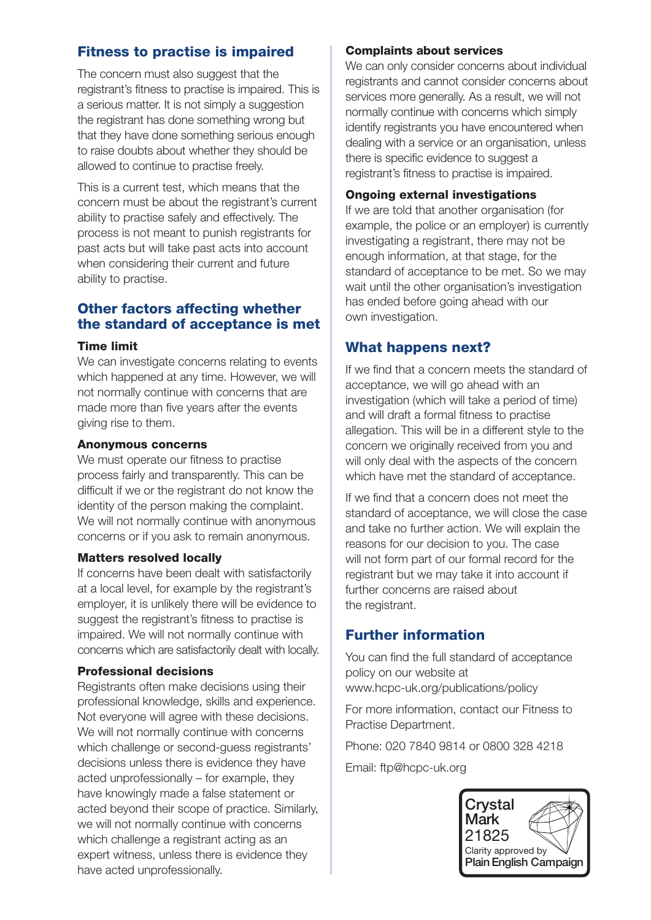## Fitness to practise is impaired

The concern must also suggest that the registrant's fitness to practise is impaired. This is a serious matter. It is not simply a suggestion the registrant has done something wrong but that they have done something serious enough to raise doubts about whether they should be allowed to continue to practise freely.

This is a current test, which means that the concern must be about the registrant's current ability to practise safely and effectively. The process is not meant to punish registrants for past acts but will take past acts into account when considering their current and future ability to practise.

## Other factors affecting whether the standard of acceptance is met

### Time limit

We can investigate concerns relating to events which happened at any time. However, we will not normally continue with concerns that are made more than five years after the events giving rise to them.

### Anonymous concerns

We must operate our fitness to practise process fairly and transparently. This can be difficult if we or the registrant do not know the identity of the person making the complaint. We will not normally continue with anonymous concerns or if you ask to remain anonymous.

### Matters resolved locally

If concerns have been dealt with satisfactorily at a local level, for example by the registrant's employer, it is unlikely there will be evidence to suggest the registrant's fitness to practise is impaired. We will not normally continue with concerns which are satisfactorily dealt with locally.

### Professional decisions

Registrants often make decisions using their professional knowledge, skills and experience. Not everyone will agree with these decisions. We will not normally continue with concerns which challenge or second-guess registrants' decisions unless there is evidence they have acted unprofessionally – for example, they have knowingly made a false statement or acted beyond their scope of practice. Similarly, we will not normally continue with concerns which challenge a registrant acting as an expert witness, unless there is evidence they have acted unprofessionally.

### Complaints about services

We can only consider concerns about individual registrants and cannot consider concerns about services more generally. As a result, we will not normally continue with concerns which simply identify registrants you have encountered when dealing with a service or an organisation, unless there is specific evidence to suggest a registrant's fitness to practise is impaired.

### Ongoing external investigations

If we are told that another organisation (for example, the police or an employer) is currently investigating a registrant, there may not be enough information, at that stage, for the standard of acceptance to be met. So we may wait until the other organisation's investigation has ended before going ahead with our own investigation.

## What happens next?

If we find that a concern meets the standard of acceptance, we will go ahead with an investigation (which will take a period of time) and will draft a formal fitness to practise allegation. This will be in a different style to the concern we originally received from you and will only deal with the aspects of the concern which have met the standard of acceptance.

If we find that a concern does not meet the standard of acceptance, we will close the case and take no further action. We will explain the reasons for our decision to you. The case will not form part of our formal record for the registrant but we may take it into account if further concerns are raised about the registrant.

## Further information

You can find the full standard of acceptance policy on our website at www.hcpc-uk.org/publications/policy

For more information, contact our Fitness to Practise Department.

Phone: 020 7840 9814 or 0800 328 4218

Email: ftp@hcpc-uk.org

Crystal Mark 21825
Clarity approved by Plain English Campaign